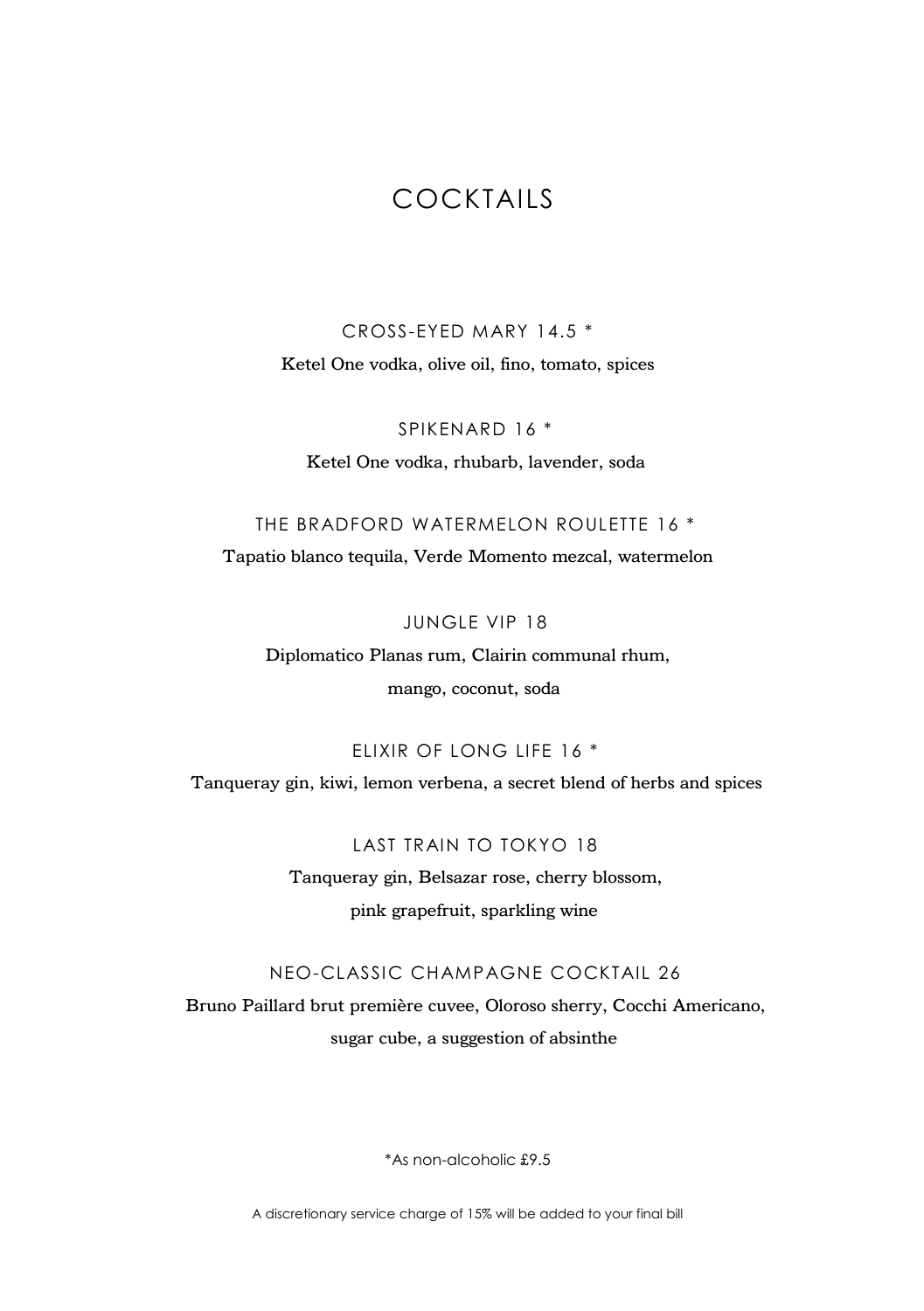# COCKTAILS

### CROSS-EYED MARY 14.5 *

Ketel One vodka, olive oil, fino, tomato, spices

### SPIKENARD 16 *

Ketel One vodka, rhubarb, lavender, soda

### THE BRADFORD WATERMELON ROULETTE 16 *

Tapatio blanco tequila, Verde Momento mezcal, watermelon

### JUNGLE VIP 18

Diplomatico Planas rum, Clairin communal rhum,
mango, coconut, soda

### ELIXIR OF LONG LIFE 16 *

Tanqueray gin, kiwi, lemon verbena, a secret blend of herbs and spices

### LAST TRAIN TO TOKYO 18

Tanqueray gin, Belsazar rose, cherry blossom,
pink grapefruit, sparkling wine

### NEO-CLASSIC CHAMPAGNE COCKTAIL 26

Bruno Paillard brut première cuvee, Oloroso sherry, Cocchi Americano,
sugar cube, a suggestion of absinthe

*As non-alcoholic £9.5

A discretionary service charge of 15% will be added to your final bill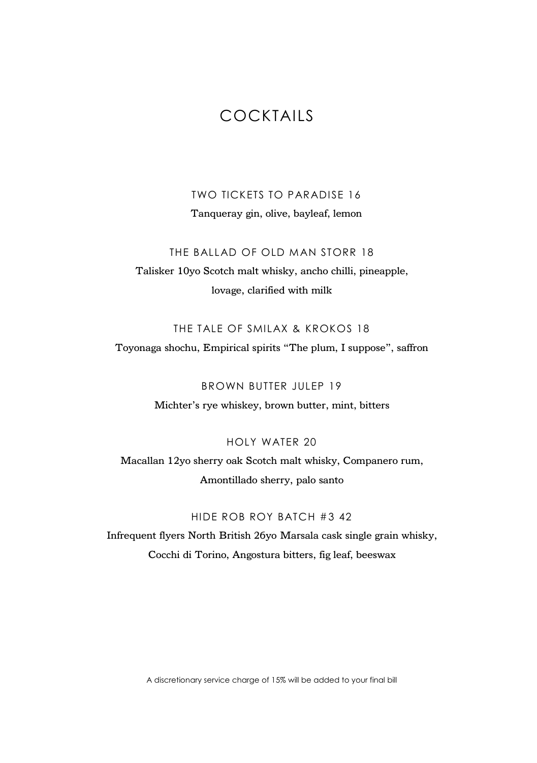# COCKTAILS

### TWO TICKETS TO PARADISE 16

Tanqueray gin, olive, bayleaf, lemon

### THE BALLAD OF OLD MAN STORR 18

Talisker 10yo Scotch malt whisky, ancho chilli, pineapple, lovage, clarified with milk

### THE TALE OF SMILAX & KROKOS 18

Toyonaga shochu, Empirical spirits "The plum, I suppose", saffron

### BROWN BUTTER JULEP 19

Michter's rye whiskey, brown butter, mint, bitters

### HOLY WATER 20

Macallan 12yo sherry oak Scotch malt whisky, Companero rum, Amontillado sherry, palo santo

### HIDE ROB ROY BATCH #3 42

Infrequent flyers North British 26yo Marsala cask single grain whisky, Cocchi di Torino, Angostura bitters, fig leaf, beeswax

A discretionary service charge of 15% will be added to your final bill